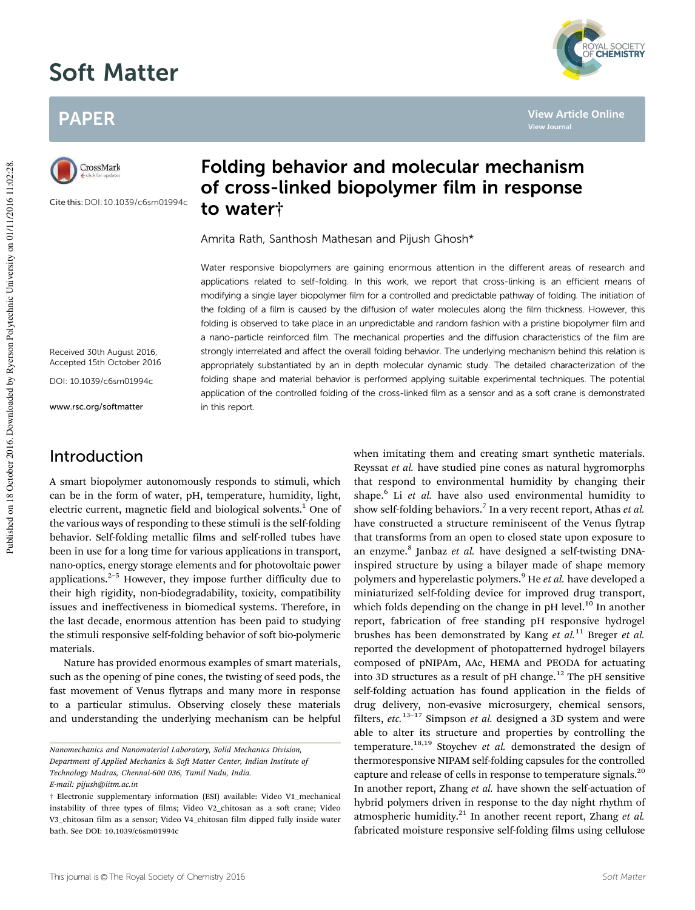# Folding behavior and molecular mechanism of cross-linked biopolymer film in response to water†

Amrita Rath, Santhosh Mathesan and Pijush Ghosh*

Cite this: DOI: 10.1039/c6sm01994c

Received 30th August 2016, Accepted 15th October 2016

DOI: 10.1039/c6sm01994c

www.rsc.org/softmatter

Water responsive biopolymers are gaining enormous attention in the different areas of research and applications related to self-folding. In this work, we report that cross-linking is an efficient means of modifying a single layer biopolymer film for a controlled and predictable pathway of folding. The initiation of the folding of a film is caused by the diffusion of water molecules along the film thickness. However, this folding is observed to take place in an unpredictable and random fashion with a pristine biopolymer film and a nano-particle reinforced film. The mechanical properties and the diffusion characteristics of the film are strongly interrelated and affect the overall folding behavior. The underlying mechanism behind this relation is appropriately substantiated by an in depth molecular dynamic study. The detailed characterization of the folding shape and material behavior is performed applying suitable experimental techniques. The potential application of the controlled folding of the cross-linked film as a sensor and as a soft crane is demonstrated in this report.

## Introduction

A smart biopolymer autonomously responds to stimuli, which can be in the form of water, pH, temperature, humidity, light, electric current, magnetic field and biological solvents.[1] One of the various ways of responding to these stimuli is the self-folding behavior. Self-folding metallic films and self-rolled tubes have been in use for a long time for various applications in transport, nano-optics, energy storage elements and for photovoltaic power applications.[2–5] However, they impose further difficulty due to their high rigidity, non-biodegradability, toxicity, compatibility issues and ineffectiveness in biomedical systems. Therefore, in the last decade, enormous attention has been paid to studying the stimuli responsive self-folding behavior of soft bio-polymeric materials.

Nature has provided enormous examples of smart materials, such as the opening of pine cones, the twisting of seed pods, the fast movement of Venus flytraps and many more in response to a particular stimulus. Observing closely these materials and understanding the underlying mechanism can be helpful when imitating them and creating smart synthetic materials. Reyssat *et al.* have studied pine cones as natural hygromorphs that respond to environmental humidity by changing their shape.[6] Li *et al.* have also used environmental humidity to show self-folding behaviors.[7] In a very recent report, Athas *et al.* have constructed a structure reminiscent of the Venus flytrap that transforms from an open to closed state upon exposure to an enzyme.[8] Janbaz *et al.* have designed a self-twisting DNA-inspired structure by using a bilayer made of shape memory polymers and hyperelastic polymers.[9] He *et al.* have developed a miniaturized self-folding device for improved drug transport, which folds depending on the change in pH level.[10] In another report, fabrication of free standing pH responsive hydrogel brushes has been demonstrated by Kang *et al.*[11] Breger *et al.* reported the development of photopatterned hydrogel bilayers composed of pNIPAm, AAc, HEMA and PEODA for actuating into 3D structures as a result of pH change.[12] The pH sensitive self-folding actuation has found application in the fields of drug delivery, non-evasive microsurgery, chemical sensors, filters, *etc.*[13–17] Simpson *et al.* designed a 3D system and were able to alter its structure and properties by controlling the temperature.[18,19] Stoychev *et al.* demonstrated the design of thermoresponsive NIPAM self-folding capsules for the controlled capture and release of cells in response to temperature signals.[20] In another report, Zhang *et al.* have shown the self-actuation of hybrid polymers driven in response to the day night rhythm of atmospheric humidity.[21] In another recent report, Zhang *et al.* fabricated moisture responsive self-folding films using cellulose

---

*Nanomechanics and Nanomaterial Laboratory, Solid Mechanics Division, Department of Applied Mechanics & Soft Matter Center, Indian Institute of Technology Madras, Chennai-600 036, Tamil Nadu, India. E-mail: pijush@iitm.ac.in*

† Electronic supplementary information (ESI) available: Video V1_mechanical instability of three types of films; Video V2_chitosan as a soft crane; Video V3_chitosan film as a sensor; Video V4_chitosan film dipped fully inside water bath. See DOI: 10.1039/c6sm01994c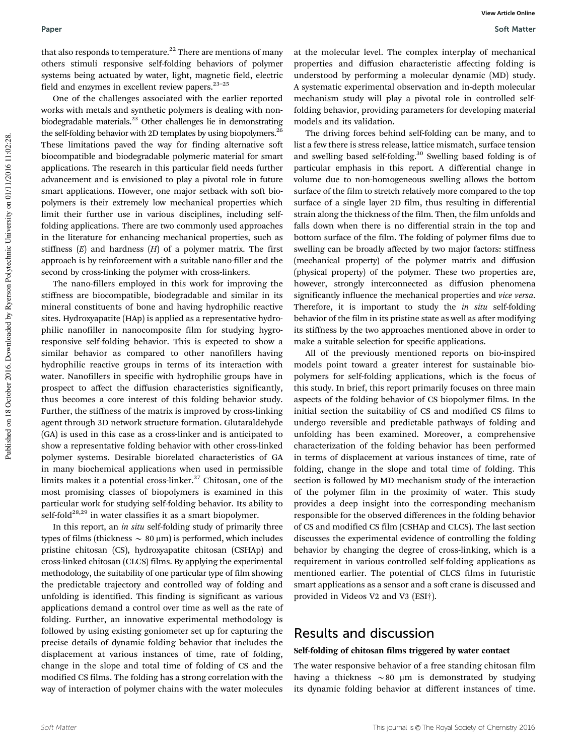that also responds to temperature.[22] There are mentions of many others stimuli responsive self-folding behaviors of polymer systems being actuated by water, light, magnetic field, electric field and enzymes in excellent review papers.[23–25]

One of the challenges associated with the earlier reported works with metals and synthetic polymers is dealing with non-biodegradable materials.[23] Other challenges lie in demonstrating the self-folding behavior with 2D templates by using biopolymers.[26] These limitations paved the way for finding alternative soft biocompatible and biodegradable polymeric material for smart applications. The research in this particular field needs further advancement and is envisioned to play a pivotal role in future smart applications. However, one major setback with soft bio-polymers is their extremely low mechanical properties which limit their further use in various disciplines, including self-folding applications. There are two commonly used approaches in the literature for enhancing mechanical properties, such as stiffness ($E$) and hardness ($H$) of a polymer matrix. The first approach is by reinforcement with a suitable nano-filler and the second by cross-linking the polymer with cross-linkers.

The nano-fillers employed in this work for improving the stiffness are biocompatible, biodegradable and similar in its mineral constituents of bone and having hydrophilic reactive sites. Hydroxyapatite (HAp) is applied as a representative hydrophilic nanofiller in nanocomposite film for studying hygro-responsive self-folding behavior. This is expected to show a similar behavior as compared to other nanofillers having hydrophilic reactive groups in terms of its interaction with water. Nanofillers in specific with hydrophilic groups have in prospect to affect the diffusion characteristics significantly, thus becomes a core interest of this folding behavior study. Further, the stiffness of the matrix is improved by cross-linking agent through 3D network structure formation. Glutaraldehyde (GA) is used in this case as a cross-linker and is anticipated to show a representative folding behavior with other cross-linked polymer systems. Desirable biorelated characteristics of GA in many biochemical applications when used in permissible limits makes it a potential cross-linker.[27] Chitosan, one of the most promising classes of biopolymers is examined in this particular work for studying self-folding behavior. Its ability to self-fold[28,29] in water classifies it as a smart biopolymer.

In this report, an *in situ* self-folding study of primarily three types of films (thickness ~ 80 μm) is performed, which includes pristine chitosan (CS), hydroxyapatite chitosan (CSHAp) and cross-linked chitosan (CLCS) films. By applying the experimental methodology, the suitability of one particular type of film showing the predictable trajectory and controlled way of folding and unfolding is identified. This finding is significant as various applications demand a control over time as well as the rate of folding. Further, an innovative experimental methodology is followed by using existing goniometer set up for capturing the precise details of dynamic folding behavior that includes the displacement at various instances of time, rate of folding, change in the slope and total time of folding of CS and the modified CS films. The folding has a strong correlation with the way of interaction of polymer chains with the water molecules at the molecular level. The complex interplay of mechanical properties and diffusion characteristic affecting folding is understood by performing a molecular dynamic (MD) study. A systematic experimental observation and in-depth molecular mechanism study will play a pivotal role in controlled self-folding behavior, providing parameters for developing material models and its validation.

The driving forces behind self-folding can be many, and to list a few there is stress release, lattice mismatch, surface tension and swelling based self-folding.[30] Swelling based folding is of particular emphasis in this report. A differential change in volume due to non-homogeneous swelling allows the bottom surface of the film to stretch relatively more compared to the top surface of a single layer 2D film, thus resulting in differential strain along the thickness of the film. Then, the film unfolds and falls down when there is no differential strain in the top and bottom surface of the film. The folding of polymer films due to swelling can be broadly affected by two major factors: stiffness (mechanical property) of the polymer matrix and diffusion (physical property) of the polymer. These two properties are, however, strongly interconnected as diffusion phenomena significantly influence the mechanical properties and *vice versa*. Therefore, it is important to study the *in situ* self-folding behavior of the film in its pristine state as well as after modifying its stiffness by the two approaches mentioned above in order to make a suitable selection for specific applications.

All of the previously mentioned reports on bio-inspired models point toward a greater interest for sustainable bio-polymers for self-folding applications, which is the focus of this study. In brief, this report primarily focuses on three main aspects of the folding behavior of CS biopolymer films. In the initial section the suitability of CS and modified CS films to undergo reversible and predictable pathways of folding and unfolding has been examined. Moreover, a comprehensive characterization of the folding behavior has been performed in terms of displacement at various instances of time, rate of folding, change in the slope and total time of folding. This section is followed by MD mechanism study of the interaction of the polymer film in the proximity of water. This study provides a deep insight into the corresponding mechanism responsible for the observed differences in the folding behavior of CS and modified CS film (CSHAp and CLCS). The last section discusses the experimental evidence of controlling the folding behavior by changing the degree of cross-linking, which is a requirement in various controlled self-folding applications as mentioned earlier. The potential of CLCS films in futuristic smart applications as a sensor and a soft crane is discussed and provided in Videos V2 and V3 (ESI†).

## Results and discussion

### Self-folding of chitosan films triggered by water contact

The water responsive behavior of a free standing chitosan film having a thickness ~80 μm is demonstrated by studying its dynamic folding behavior at different instances of time.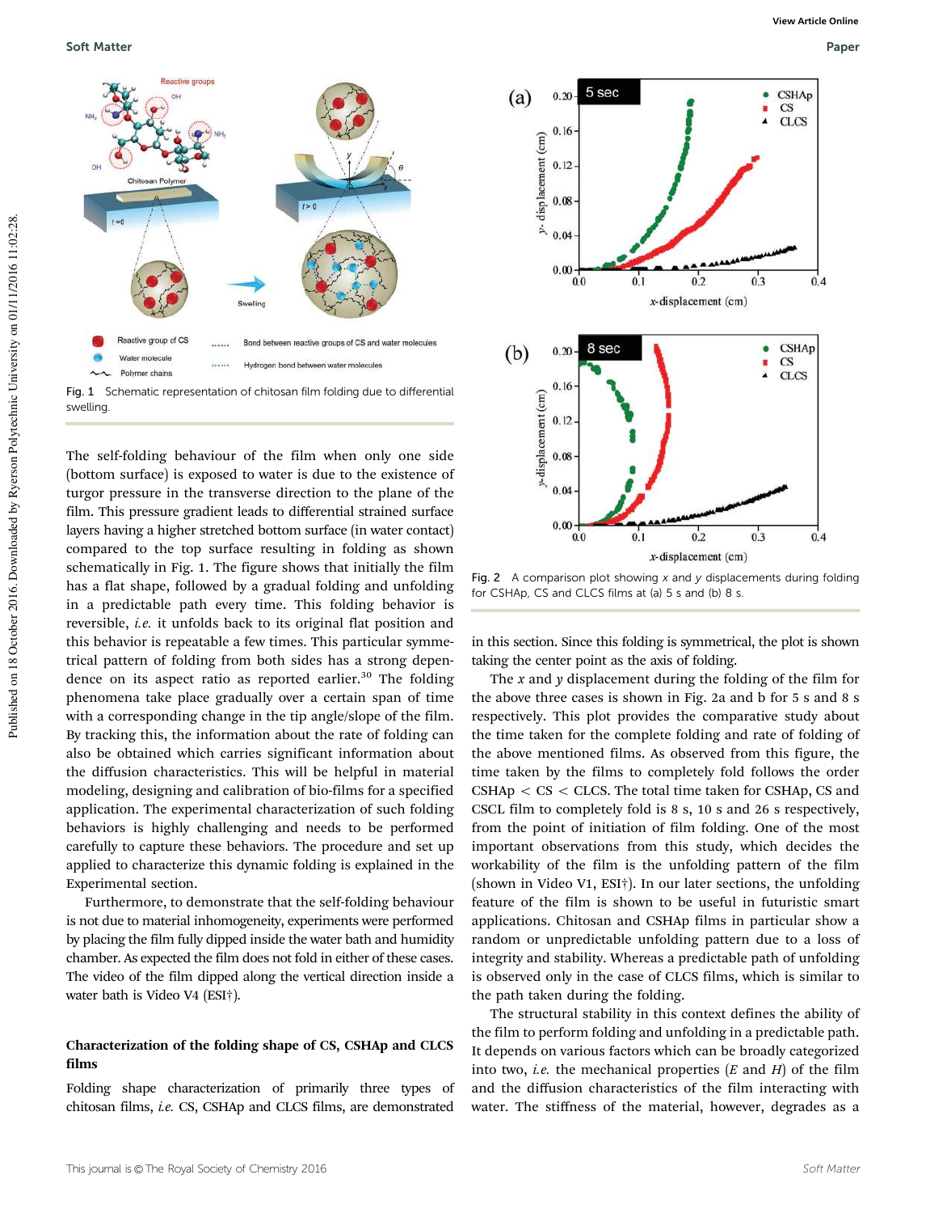Fig. 1 Schematic representation of chitosan film folding due to differential swelling.

The self-folding behaviour of the film when only one side (bottom surface) is exposed to water is due to the existence of turgor pressure in the transverse direction to the plane of the film. This pressure gradient leads to differential strained surface layers having a higher stretched bottom surface (in water contact) compared to the top surface resulting in folding as shown schematically in Fig. 1. The figure shows that initially the film has a flat shape, followed by a gradual folding and unfolding in a predictable path every time. This folding behavior is reversible, *i.e.* it unfolds back to its original flat position and this behavior is repeatable a few times. This particular symmetrical pattern of folding from both sides has a strong dependence on its aspect ratio as reported earlier.[30] The folding phenomena take place gradually over a certain span of time with a corresponding change in the tip angle/slope of the film. By tracking this, the information about the rate of folding can also be obtained which carries significant information about the diffusion characteristics. This will be helpful in material modeling, designing and calibration of bio-films for a specified application. The experimental characterization of such folding behaviors is highly challenging and needs to be performed carefully to capture these behaviors. The procedure and set up applied to characterize this dynamic folding is explained in the Experimental section.

Furthermore, to demonstrate that the self-folding behaviour is not due to material inhomogeneity, experiments were performed by placing the film fully dipped inside the water bath and humidity chamber. As expected the film does not fold in either of these cases. The video of the film dipped along the vertical direction inside a water bath is Video V4 (ESI†).

### Characterization of the folding shape of CS, CSHAp and CLCS films

Folding shape characterization of primarily three types of chitosan films, *i.e.* CS, CSHAp and CLCS films, are demonstrated in this section. Since this folding is symmetrical, the plot is shown taking the center point as the axis of folding.

Fig. 2 A comparison plot showing *x* and *y* displacements during folding for CSHAp, CS and CLCS films at (a) 5 s and (b) 8 s.

The *x* and *y* displacement during the folding of the film for the above three cases is shown in Fig. 2a and b for 5 s and 8 s respectively. This plot provides the comparative study about the time taken for the complete folding and rate of folding of the above mentioned films. As observed from this figure, the time taken by the films to completely fold follows the order CSHAp < CS < CLCS. The total time taken for CSHAp, CS and CSCL film to completely fold is 8 s, 10 s and 26 s respectively, from the point of initiation of film folding. One of the most important observations from this study, which decides the workability of the film is the unfolding pattern of the film (shown in Video V1, ESI†). In our later sections, the unfolding feature of the film is shown to be useful in futuristic smart applications. Chitosan and CSHAp films in particular show a random or unpredictable unfolding pattern due to a loss of integrity and stability. Whereas a predictable path of unfolding is observed only in the case of CLCS films, which is similar to the path taken during the folding.

The structural stability in this context defines the ability of the film to perform folding and unfolding in a predictable path. It depends on various factors which can be broadly categorized into two, *i.e.* the mechanical properties ($E$ and $H$) of the film and the diffusion characteristics of the film interacting with water. The stiffness of the material, however, degrades as a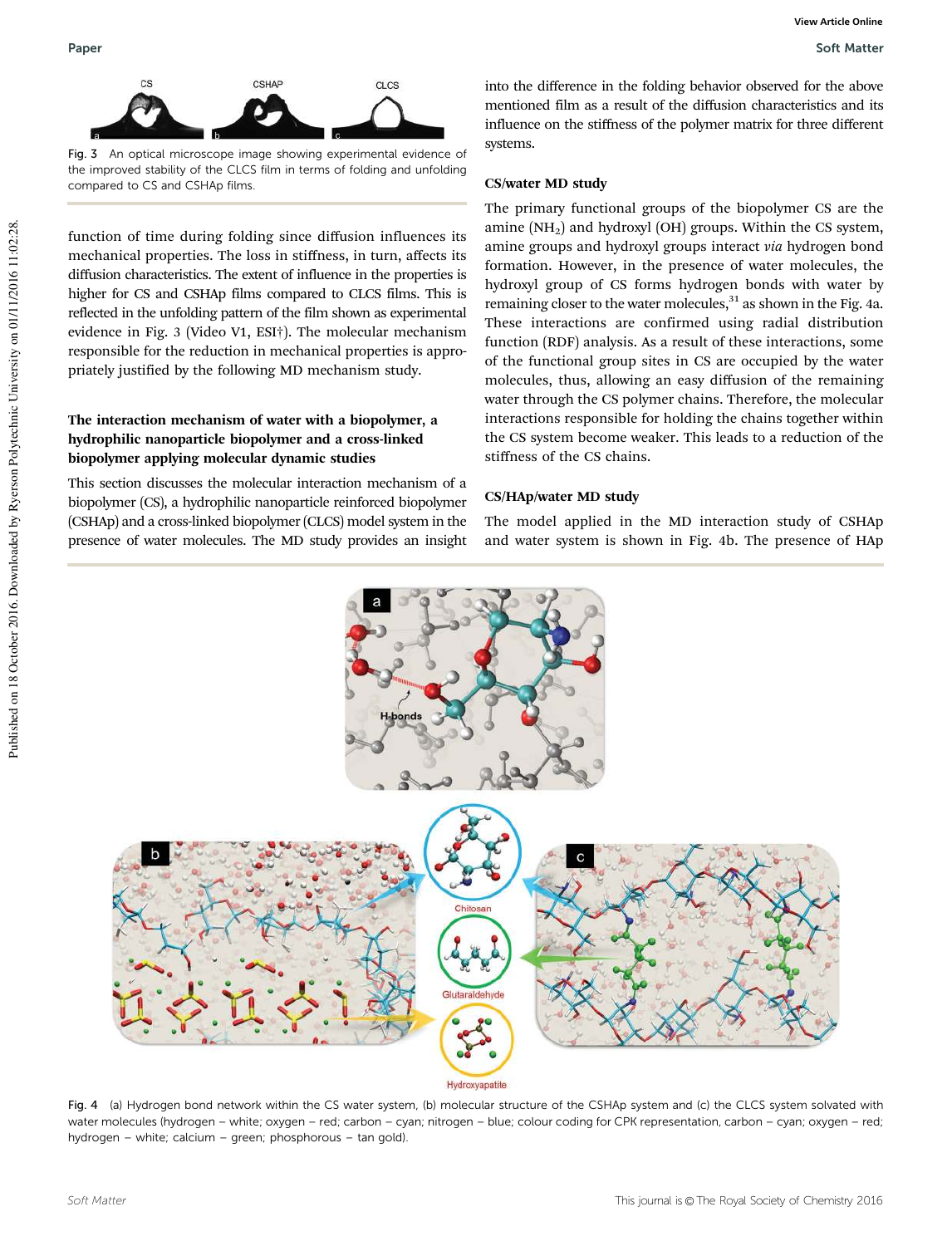Fig. 3 An optical microscope image showing experimental evidence of the improved stability of the CLCS film in terms of folding and unfolding compared to CS and CSHAp films.

function of time during folding since diffusion influences its mechanical properties. The loss in stiffness, in turn, affects its diffusion characteristics. The extent of influence in the properties is higher for CS and CSHAp films compared to CLCS films. This is reflected in the unfolding pattern of the film shown as experimental evidence in Fig. 3 (Video V1, ESI†). The molecular mechanism responsible for the reduction in mechanical properties is appropriately justified by the following MD mechanism study.

### The interaction mechanism of water with a biopolymer, a hydrophilic nanoparticle biopolymer and a cross-linked biopolymer applying molecular dynamic studies

This section discusses the molecular interaction mechanism of a biopolymer (CS), a hydrophilic nanoparticle reinforced biopolymer (CSHAp) and a cross-linked biopolymer (CLCS) model system in the presence of water molecules. The MD study provides an insight into the difference in the folding behavior observed for the above mentioned film as a result of the diffusion characteristics and its influence on the stiffness of the polymer matrix for three different systems.

### CS/water MD study

The primary functional groups of the biopolymer CS are the amine ($NH_2$) and hydroxyl (OH) groups. Within the CS system, amine groups and hydroxyl groups interact *via* hydrogen bond formation. However, in the presence of water molecules, the hydroxyl group of CS forms hydrogen bonds with water by remaining closer to the water molecules,[31] as shown in the Fig. 4a. These interactions are confirmed using radial distribution function (RDF) analysis. As a result of these interactions, some of the functional group sites in CS are occupied by the water molecules, thus, allowing an easy diffusion of the remaining water through the CS polymer chains. Therefore, the molecular interactions responsible for holding the chains together within the CS system become weaker. This leads to a reduction of the stiffness of the CS chains.

### CS/HAp/water MD study

The model applied in the MD interaction study of CSHAp and water system is shown in Fig. 4b. The presence of HAp

Fig. 4 (a) Hydrogen bond network within the CS water system, (b) molecular structure of the CSHAp system and (c) the CLCS system solvated with water molecules (hydrogen – white; oxygen – red; carbon – cyan; nitrogen – blue; colour coding for CPK representation, carbon – cyan; oxygen – red; hydrogen – white; calcium – green; phosphorous – tan gold).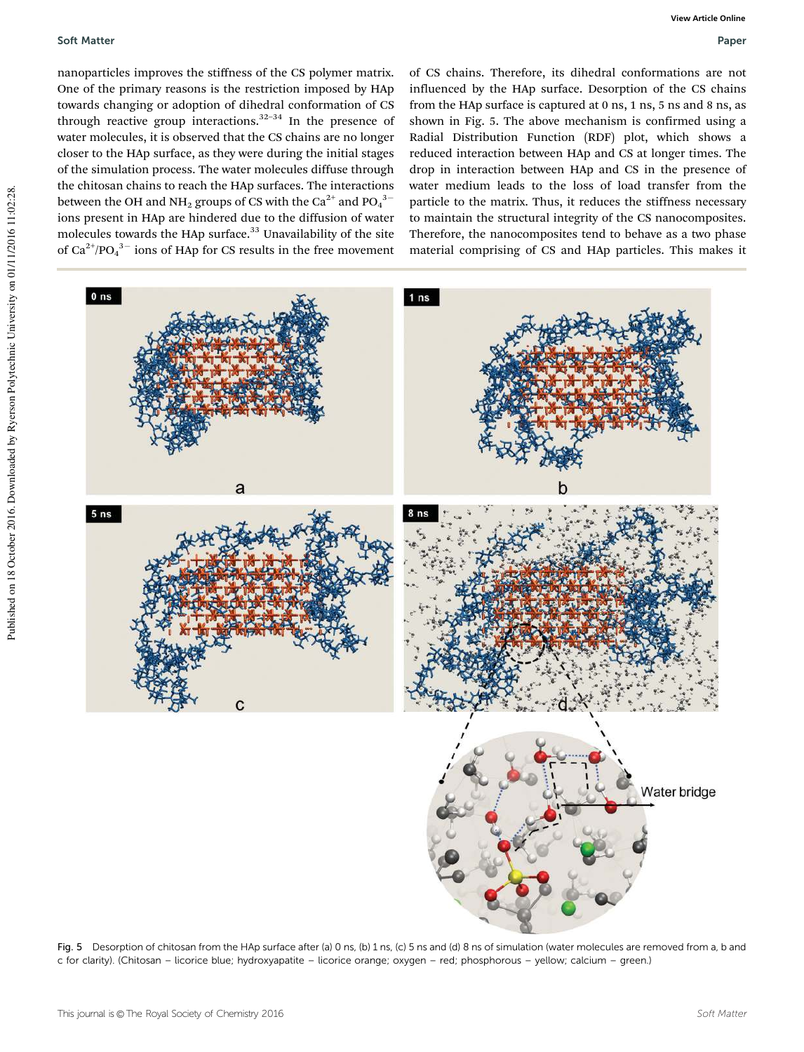nanoparticles improves the stiffness of the CS polymer matrix. One of the primary reasons is the restriction imposed by HAp towards changing or adoption of dihedral conformation of CS through reactive group interactions.[32–34] In the presence of water molecules, it is observed that the CS chains are no longer closer to the HAp surface, as they were during the initial stages of the simulation process. The water molecules diffuse through the chitosan chains to reach the HAp surfaces. The interactions between the OH and $NH_2$ groups of CS with the $Ca^{2+}$ and $PO_4^{3-}$ ions present in HAp are hindered due to the diffusion of water molecules towards the HAp surface.[33] Unavailability of the site of $Ca^{2+}/PO_4^{3-}$ ions of HAp for CS results in the free movement of CS chains. Therefore, its dihedral conformations are not influenced by the HAp surface. Desorption of the CS chains from the HAp surface is captured at 0 ns, 1 ns, 5 ns and 8 ns, as shown in Fig. 5. The above mechanism is confirmed using a Radial Distribution Function (RDF) plot, which shows a reduced interaction between HAp and CS at longer times. The drop in interaction between HAp and CS in the presence of water medium leads to the loss of load transfer from the particle to the matrix. Thus, it reduces the stiffness necessary to maintain the structural integrity of the CS nanocomposites. Therefore, the nanocomposites tend to behave as a two phase material comprising of CS and HAp particles. This makes it

Fig. 5 Desorption of chitosan from the HAp surface after (a) 0 ns, (b) 1 ns, (c) 5 ns and (d) 8 ns of simulation (water molecules are removed from a, b and c for clarity). (Chitosan – licorice blue; hydroxyapatite – licorice orange; oxygen – red; phosphorous – yellow; calcium – green.)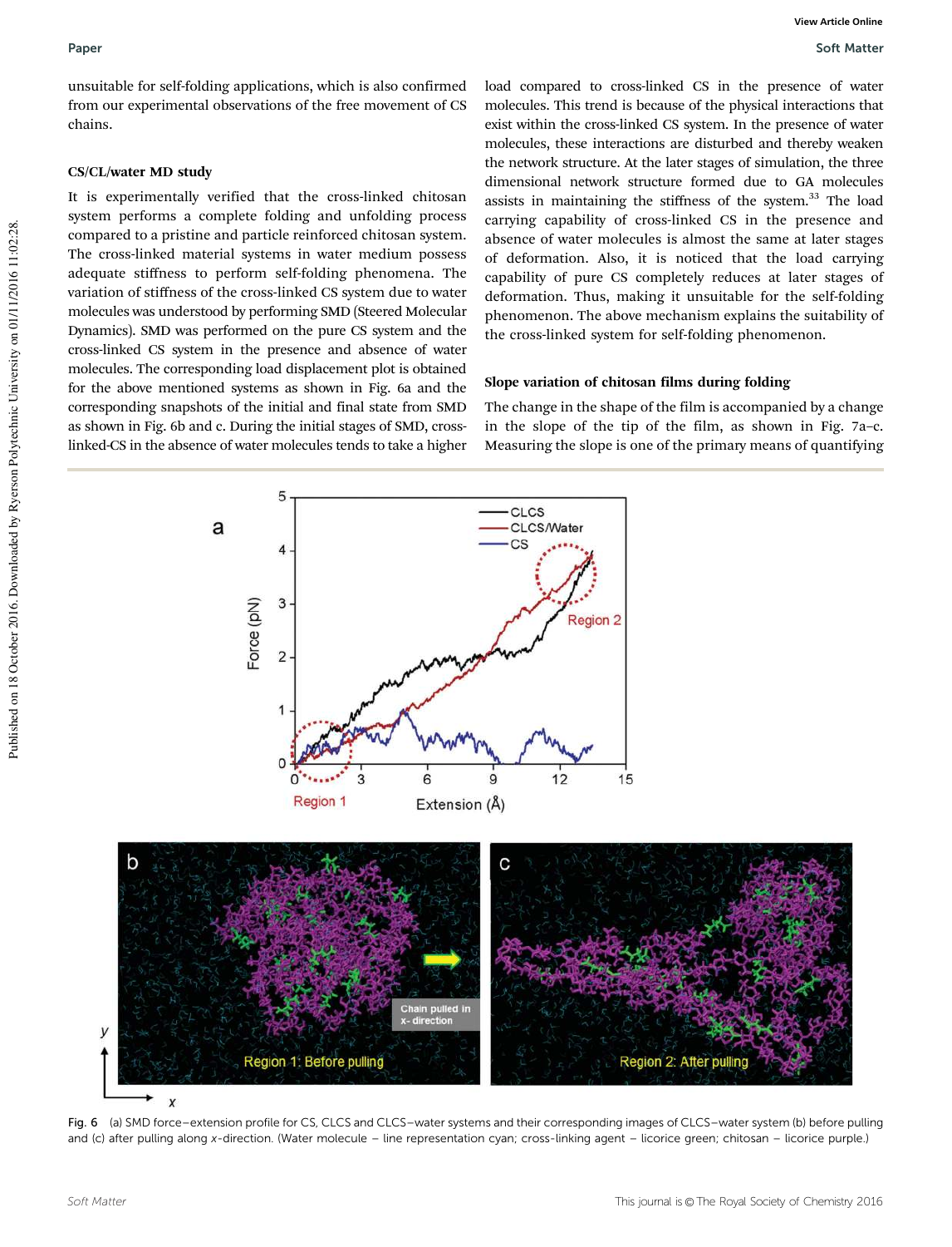unsuitable for self-folding applications, which is also confirmed from our experimental observations of the free movement of CS chains.

### CS/CL/water MD study

It is experimentally verified that the cross-linked chitosan system performs a complete folding and unfolding process compared to a pristine and particle reinforced chitosan system. The cross-linked material systems in water medium possess adequate stiffness to perform self-folding phenomena. The variation of stiffness of the cross-linked CS system due to water molecules was understood by performing SMD (Steered Molecular Dynamics). SMD was performed on the pure CS system and the cross-linked CS system in the presence and absence of water molecules. The corresponding load displacement plot is obtained for the above mentioned systems as shown in Fig. 6a and the corresponding snapshots of the initial and final state from SMD as shown in Fig. 6b and c. During the initial stages of SMD, cross-linked-CS in the absence of water molecules tends to take a higher load compared to cross-linked CS in the presence of water molecules. This trend is because of the physical interactions that exist within the cross-linked CS system. In the presence of water molecules, these interactions are disturbed and thereby weaken the network structure. At the later stages of simulation, the three dimensional network structure formed due to GA molecules assists in maintaining the stiffness of the system.[33] The load carrying capability of cross-linked CS in the presence and absence of water molecules is almost the same at later stages of deformation. Also, it is noticed that the load carrying capability of pure CS completely reduces at later stages of deformation. Thus, making it unsuitable for the self-folding phenomenon. The above mechanism explains the suitability of the cross-linked system for self-folding phenomenon.

### Slope variation of chitosan films during folding

The change in the shape of the film is accompanied by a change in the slope of the tip of the film, as shown in Fig. 7a–c. Measuring the slope is one of the primary means of quantifying

Fig. 6 (a) SMD force–extension profile for CS, CLCS and CLCS–water systems and their corresponding images of CLCS–water system (b) before pulling and (c) after pulling along $x$-direction. (Water molecule – line representation cyan; cross-linking agent – licorice green; chitosan – licorice purple.)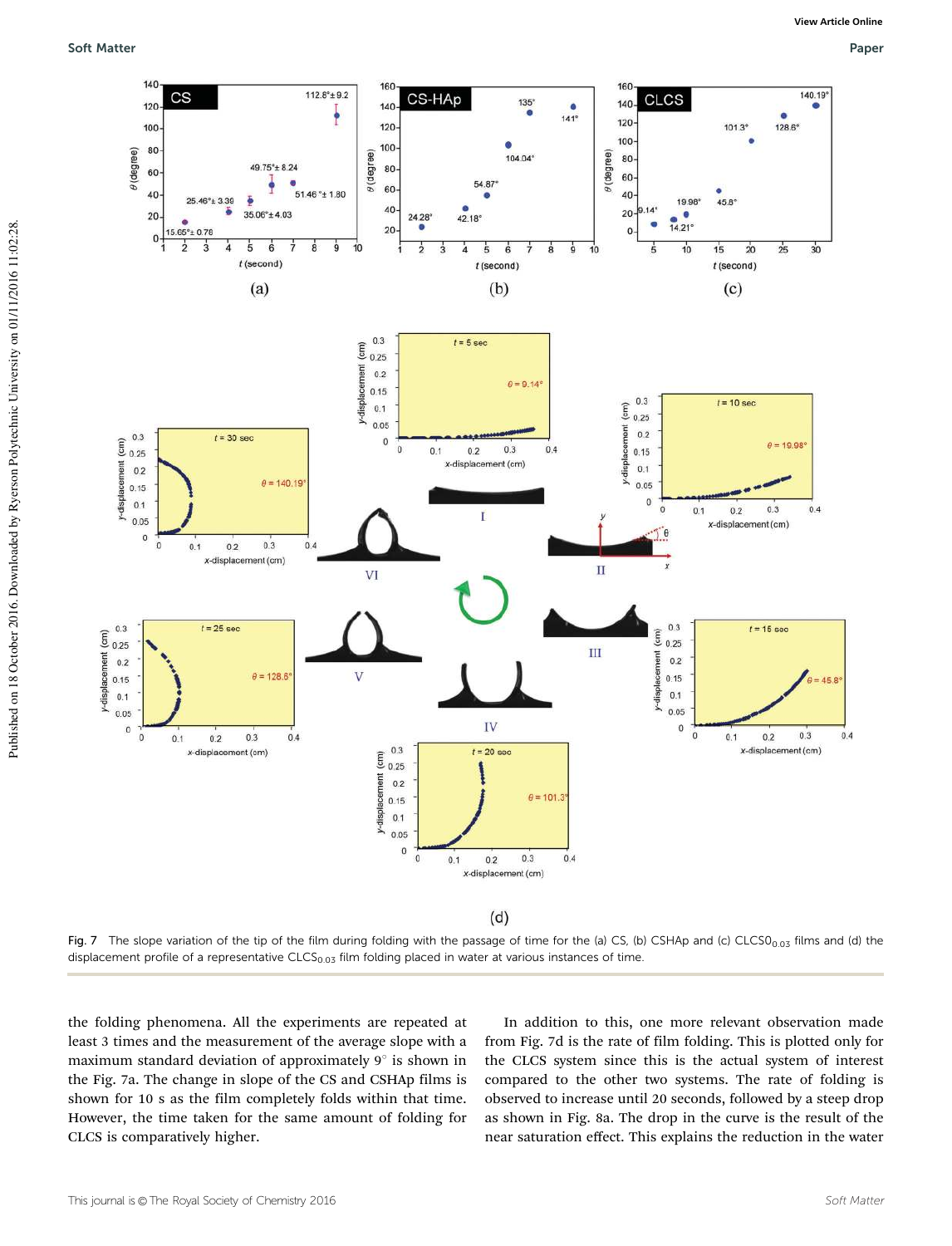Fig. 7 The slope variation of the tip of the film during folding with the passage of time for the (a) CS, (b) CSHAp and (c) $CLCS0_{0.03}$ films and (d) the displacement profile of a representative $CLCS_{0.03}$ film folding placed in water at various instances of time.

the folding phenomena. All the experiments are repeated at least 3 times and the measurement of the average slope with a maximum standard deviation of approximately 9° is shown in the Fig. 7a. The change in slope of the CS and CSHAp films is shown for 10 s as the film completely folds within that time. However, the time taken for the same amount of folding for CLCS is comparatively higher.

In addition to this, one more relevant observation made from Fig. 7d is the rate of film folding. This is plotted only for the CLCS system since this is the actual system of interest compared to the other two systems. The rate of folding is observed to increase until 20 seconds, followed by a steep drop as shown in Fig. 8a. The drop in the curve is the result of the near saturation effect. This explains the reduction in the water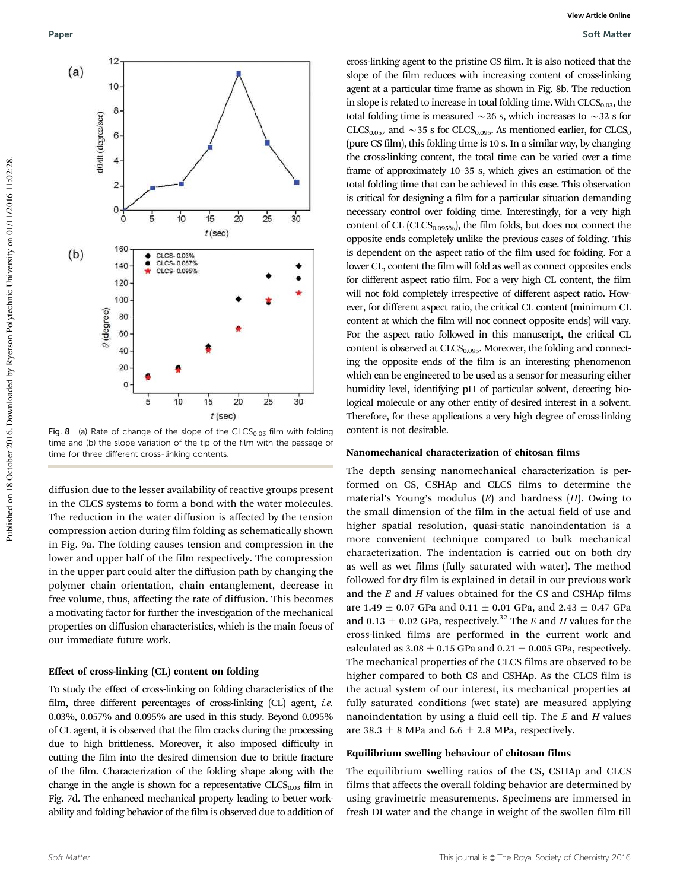Fig. 8 (a) Rate of change of the slope of the $CLCS_{0.03}$ film with folding time and (b) the slope variation of the tip of the film with the passage of time for three different cross-linking contents.

diffusion due to the lesser availability of reactive groups present in the CLCS systems to form a bond with the water molecules. The reduction in the water diffusion is affected by the tension compression action during film folding as schematically shown in Fig. 9a. The folding causes tension and compression in the lower and upper half of the film respectively. The compression in the upper part could alter the diffusion path by changing the polymer chain orientation, chain entanglement, decrease in free volume, thus, affecting the rate of diffusion. This becomes a motivating factor for further the investigation of the mechanical properties on diffusion characteristics, which is the main focus of our immediate future work.

### Effect of cross-linking (CL) content on folding

To study the effect of cross-linking on folding characteristics of the film, three different percentages of cross-linking (CL) agent, *i.e.* 0.03%, 0.057% and 0.095% are used in this study. Beyond 0.095% of CL agent, it is observed that the film cracks during the processing due to high brittleness. Moreover, it also imposed difficulty in cutting the film into the desired dimension due to brittle fracture of the film. Characterization of the folding shape along with the change in the angle is shown for a representative $CLCS_{0.03}$ film in Fig. 7d. The enhanced mechanical property leading to better workability and folding behavior of the film is observed due to addition of cross-linking agent to the pristine CS film. It is also noticed that the slope of the film reduces with increasing content of cross-linking agent at a particular time frame as shown in Fig. 8b. The reduction in slope is related to increase in total folding time. With $CLCS_{0.03}$, the total folding time is measured ∼26 s, which increases to ∼32 s for $CLCS_{0.057}$ and ∼35 s for $CLCS_{0.095}$. As mentioned earlier, for $CLCS_0$ (pure CS film), this folding time is 10 s. In a similar way, by changing the cross-linking content, the total time can be varied over a time frame of approximately 10–35 s, which gives an estimation of the total folding time that can be achieved in this case. This observation is critical for designing a film for a particular situation demanding necessary control over folding time. Interestingly, for a very high content of CL ($CLCS_{0.095\%}$), the film folds, but does not connect the opposite ends completely unlike the previous cases of folding. This is dependent on the aspect ratio of the film used for folding. For a lower CL, content the film will fold as well as connect opposites ends for different aspect ratio film. For a very high CL content, the film will not fold completely irrespective of different aspect ratio. However, for different aspect ratio, the critical CL content (minimum CL content at which the film will not connect opposite ends) will vary. For the aspect ratio followed in this manuscript, the critical CL content is observed at $CLCS_{0.095}$. Moreover, the folding and connecting the opposite ends of the film is an interesting phenomenon which can be engineered to be used as a sensor for measuring either humidity level, identifying pH of particular solvent, detecting biological molecule or any other entity of desired interest in a solvent. Therefore, for these applications a very high degree of cross-linking content is not desirable.

### Nanomechanical characterization of chitosan films

The depth sensing nanomechanical characterization is performed on CS, CSHAp and CLCS films to determine the material's Young's modulus ($E$) and hardness ($H$). Owing to the small dimension of the film in the actual field of use and higher spatial resolution, quasi-static nanoindentation is a more convenient technique compared to bulk mechanical characterization. The indentation is carried out on both dry as well as wet films (fully saturated with water). The method followed for dry film is explained in detail in our previous work and the $E$ and $H$ values obtained for the CS and CSHAp films are 1.49 ± 0.07 GPa and 0.11 ± 0.01 GPa, and 2.43 ± 0.47 GPa and 0.13 ± 0.02 GPa, respectively.[32] The $E$ and $H$ values for the cross-linked films are performed in the current work and calculated as 3.08 ± 0.15 GPa and 0.21 ± 0.005 GPa, respectively. The mechanical properties of the CLCS films are observed to be higher compared to both CS and CSHAp. As the CLCS film is the actual system of our interest, its mechanical properties at fully saturated conditions (wet state) are measured applying nanoindentation by using a fluid cell tip. The $E$ and $H$ values are 38.3 ± 8 MPa and 6.6 ± 2.8 MPa, respectively.

### Equilibrium swelling behaviour of chitosan films

The equilibrium swelling ratios of the CS, CSHAp and CLCS films that affects the overall folding behavior are determined by using gravimetric measurements. Specimens are immersed in fresh DI water and the change in weight of the swollen film till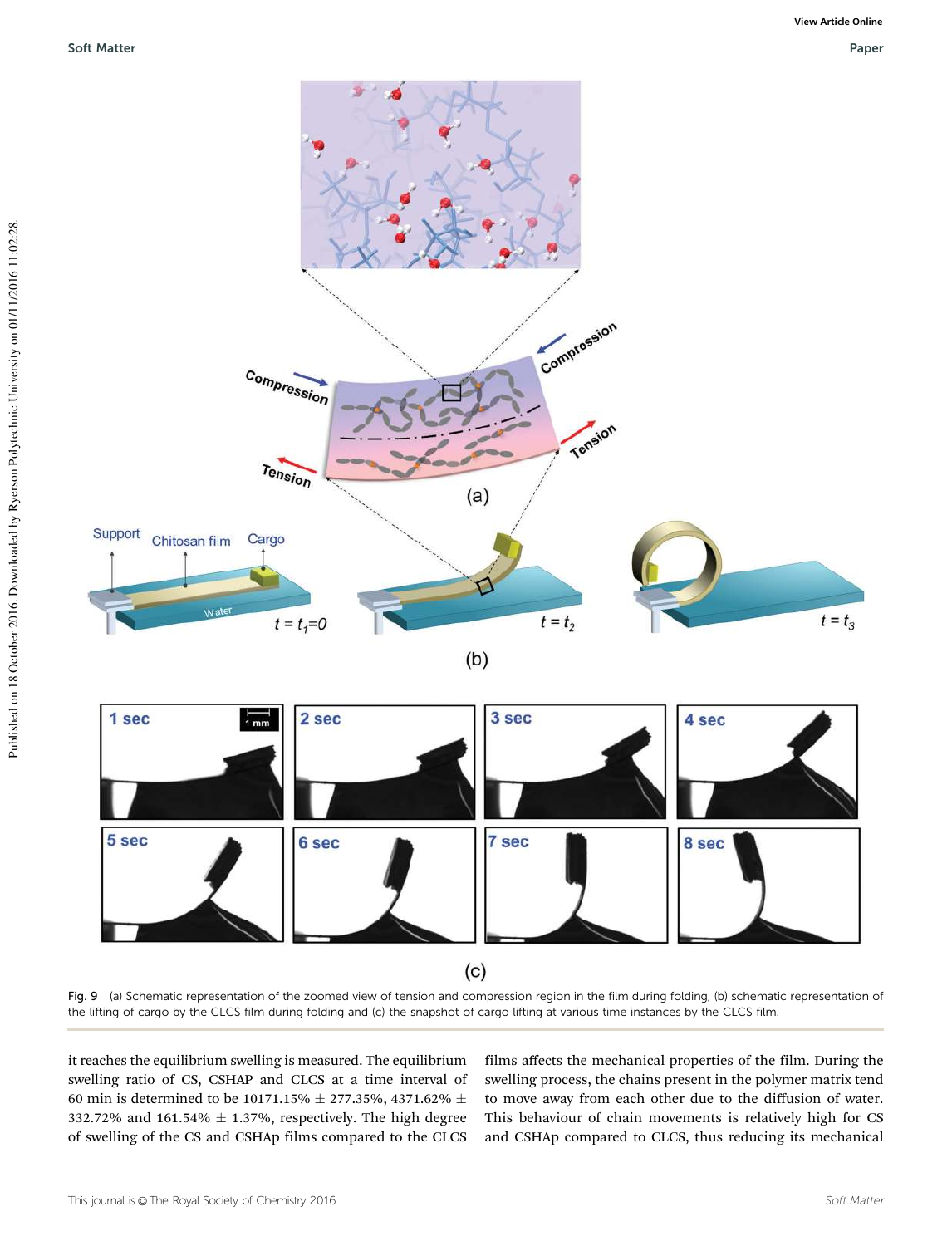Fig. 9 (a) Schematic representation of the zoomed view of tension and compression region in the film during folding, (b) schematic representation of the lifting of cargo by the CLCS film during folding and (c) the snapshot of cargo lifting at various time instances by the CLCS film.

it reaches the equilibrium swelling is measured. The equilibrium swelling ratio of CS, CSHAP and CLCS at a time interval of 60 min is determined to be 10171.15% ± 277.35%, 4371.62% ± 332.72% and 161.54% ± 1.37%, respectively. The high degree of swelling of the CS and CSHAp films compared to the CLCS films affects the mechanical properties of the film. During the swelling process, the chains present in the polymer matrix tend to move away from each other due to the diffusion of water. This behaviour of chain movements is relatively high for CS and CSHAp compared to CLCS, thus reducing its mechanical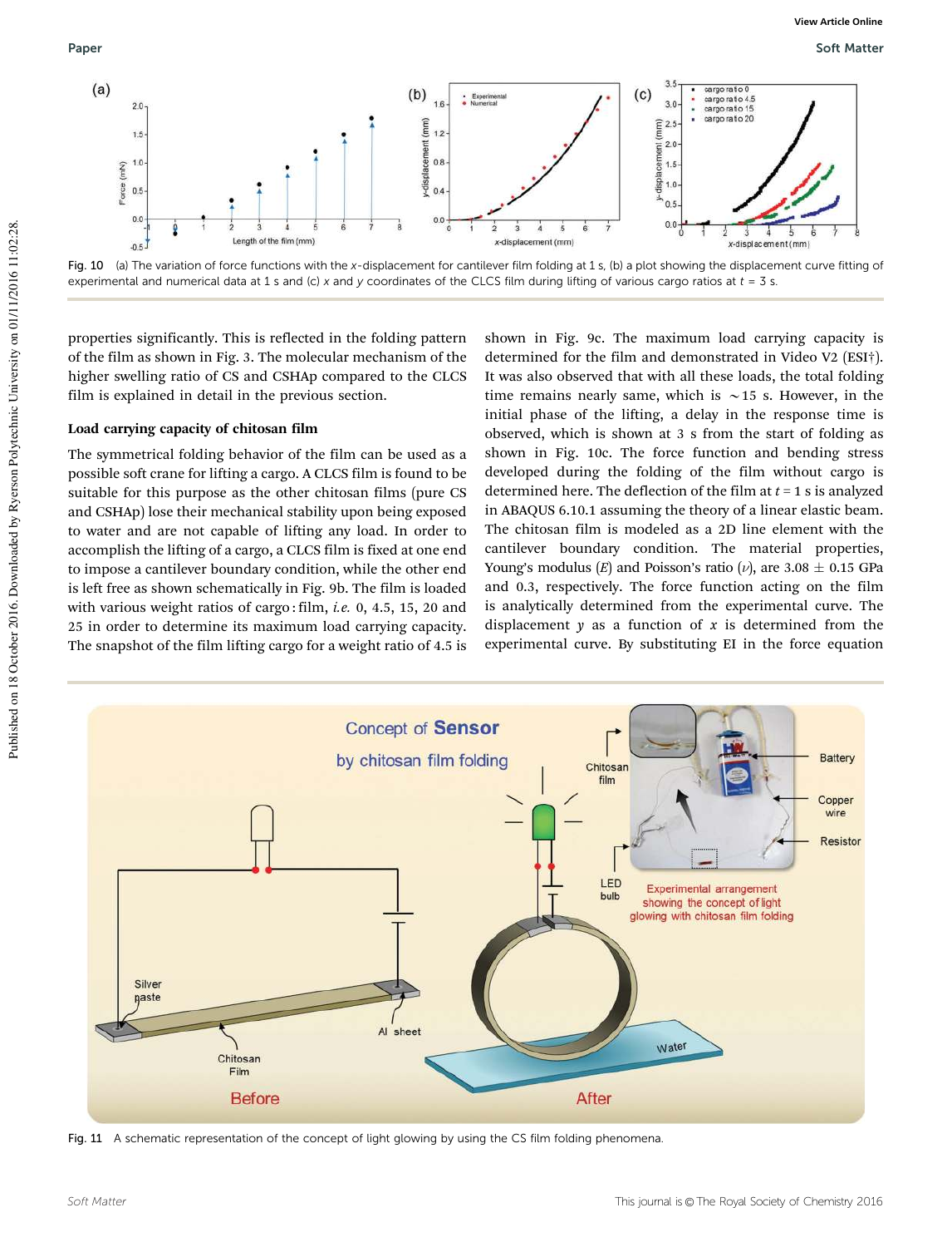Fig. 10 (a) The variation of force functions with the *x*-displacement for cantilever film folding at 1 s, (b) a plot showing the displacement curve fitting of experimental and numerical data at 1 s and (c) *x* and *y* coordinates of the CLCS film during lifting of various cargo ratios at *t* = 3 s.

properties significantly. This is reflected in the folding pattern of the film as shown in Fig. 3. The molecular mechanism of the higher swelling ratio of CS and CSHAp compared to the CLCS film is explained in detail in the previous section.

### Load carrying capacity of chitosan film

The symmetrical folding behavior of the film can be used as a possible soft crane for lifting a cargo. A CLCS film is found to be suitable for this purpose as the other chitosan films (pure CS and CSHAp) lose their mechanical stability upon being exposed to water and are not capable of lifting any load. In order to accomplish the lifting of a cargo, a CLCS film is fixed at one end to impose a cantilever boundary condition, while the other end is left free as shown schematically in Fig. 9b. The film is loaded with various weight ratios of cargo : film, *i.e.* 0, 4.5, 15, 20 and 25 in order to determine its maximum load carrying capacity. The snapshot of the film lifting cargo for a weight ratio of 4.5 is shown in Fig. 9c. The maximum load carrying capacity is determined for the film and demonstrated in Video V2 (ESI†). It was also observed that with all these loads, the total folding time remains nearly same, which is ∼15 s. However, in the initial phase of the lifting, a delay in the response time is observed, which is shown at 3 s from the start of folding as shown in Fig. 10c. The force function and bending stress developed during the folding of the film without cargo is determined here. The deflection of the film at *t* = 1 s is analyzed in ABAQUS 6.10.1 assuming the theory of a linear elastic beam. The chitosan film is modeled as a 2D line element with the cantilever boundary condition. The material properties, Young's modulus ($E$) and Poisson's ratio ($\nu$), are 3.08 ± 0.15 GPa and 0.3, respectively. The force function acting on the film is analytically determined from the experimental curve. The displacement $y$ as a function of $x$ is determined from the experimental curve. By substituting EI in the force equation

Fig. 11 A schematic representation of the concept of light glowing by using the CS film folding phenomena.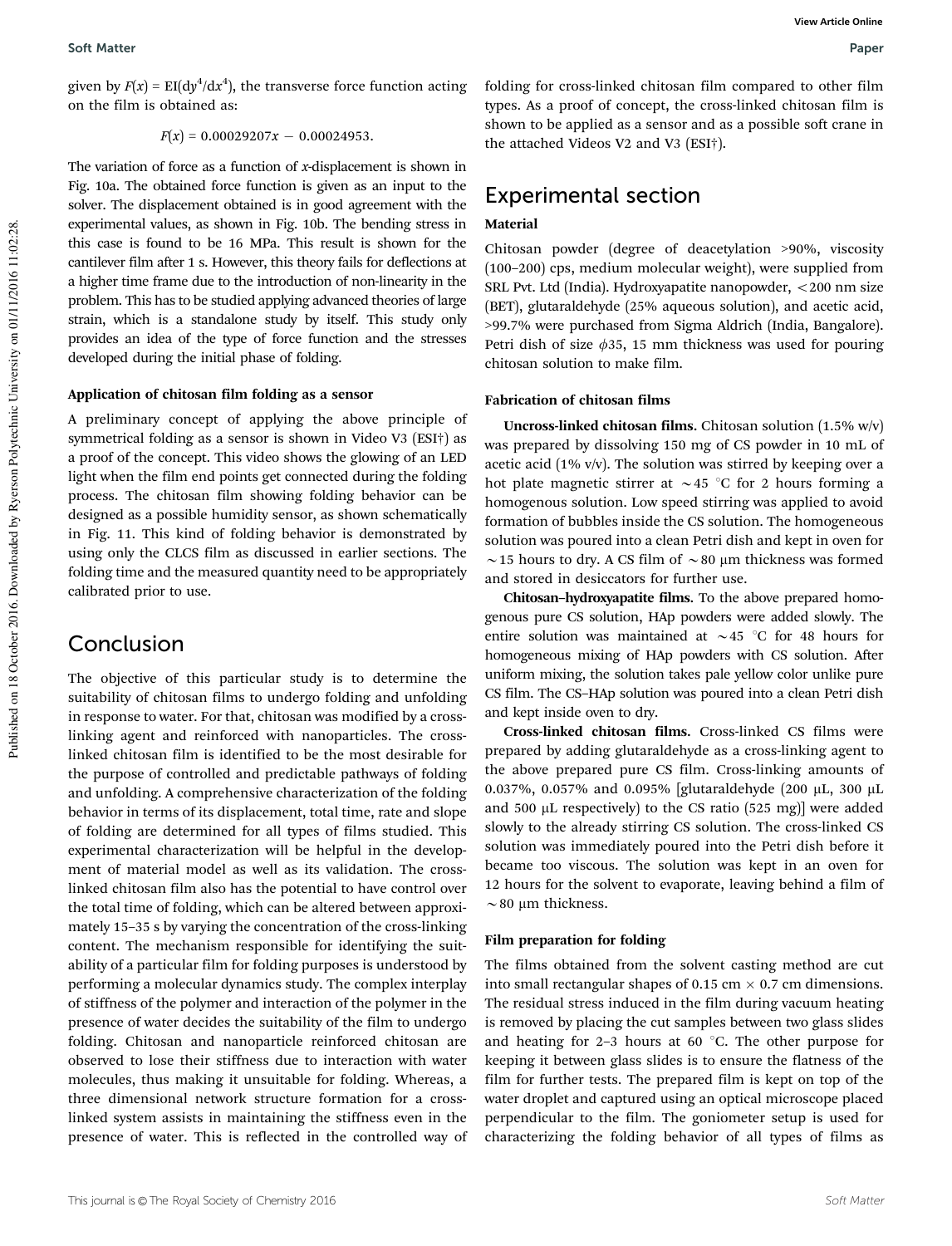given by $F(x) = EI(dy^4/dx^4)$, the transverse force function acting on the film is obtained as:

$$F(x) = 0.00029207x - 0.00024953.$$

The variation of force as a function of $x$-displacement is shown in Fig. 10a. The obtained force function is given as an input to the solver. The displacement obtained is in good agreement with the experimental values, as shown in Fig. 10b. The bending stress in this case is found to be 16 MPa. This result is shown for the cantilever film after 1 s. However, this theory fails for deflections at a higher time frame due to the introduction of non-linearity in the problem. This has to be studied applying advanced theories of large strain, which is a standalone study by itself. This study only provides an idea of the type of force function and the stresses developed during the initial phase of folding.

### Application of chitosan film folding as a sensor

A preliminary concept of applying the above principle of symmetrical folding as a sensor is shown in Video V3 (ESI†) as a proof of the concept. This video shows the glowing of an LED light when the film end points get connected during the folding process. The chitosan film showing folding behavior can be designed as a possible humidity sensor, as shown schematically in Fig. 11. This kind of folding behavior is demonstrated by using only the CLCS film as discussed in earlier sections. The folding time and the measured quantity need to be appropriately calibrated prior to use.

## Conclusion

The objective of this particular study is to determine the suitability of chitosan films to undergo folding and unfolding in response to water. For that, chitosan was modified by a cross-linking agent and reinforced with nanoparticles. The cross-linked chitosan film is identified to be the most desirable for the purpose of controlled and predictable pathways of folding and unfolding. A comprehensive characterization of the folding behavior in terms of its displacement, total time, rate and slope of folding are determined for all types of films studied. This experimental characterization will be helpful in the development of material model as well as its validation. The cross-linked chitosan film also has the potential to have control over the total time of folding, which can be altered between approximately 15–35 s by varying the concentration of the cross-linking content. The mechanism responsible for identifying the suitability of a particular film for folding purposes is understood by performing a molecular dynamics study. The complex interplay of stiffness of the polymer and interaction of the polymer in the presence of water decides the suitability of the film to undergo folding. Chitosan and nanoparticle reinforced chitosan are observed to lose their stiffness due to interaction with water molecules, thus making it unsuitable for folding. Whereas, a three dimensional network structure formation for a cross-linked system assists in maintaining the stiffness even in the presence of water. This is reflected in the controlled way of folding for cross-linked chitosan film compared to other film types. As a proof of concept, the cross-linked chitosan film is shown to be applied as a sensor and as a possible soft crane in the attached Videos V2 and V3 (ESI†).

## Experimental section

### Material

Chitosan powder (degree of deacetylation >90%, viscosity (100–200) cps, medium molecular weight), were supplied from SRL Pvt. Ltd (India). Hydroxyapatite nanopowder, <200 nm size (BET), glutaraldehyde (25% aqueous solution), and acetic acid, >99.7% were purchased from Sigma Aldrich (India, Bangalore). Petri dish of size $\phi$35, 15 mm thickness was used for pouring chitosan solution to make film.

### Fabrication of chitosan films

**Uncross-linked chitosan films.** Chitosan solution (1.5% w/v) was prepared by dissolving 150 mg of CS powder in 10 mL of acetic acid (1% v/v). The solution was stirred by keeping over a hot plate magnetic stirrer at ~45 °C for 2 hours forming a homogenous solution. Low speed stirring was applied to avoid formation of bubbles inside the CS solution. The homogeneous solution was poured into a clean Petri dish and kept in oven for ~15 hours to dry. A CS film of ~80 μm thickness was formed and stored in desiccators for further use.

**Chitosan–hydroxyapatite films.** To the above prepared homogenous pure CS solution, HAp powders were added slowly. The entire solution was maintained at ~45 °C for 48 hours for homogeneous mixing of HAp powders with CS solution. After uniform mixing, the solution takes pale yellow color unlike pure CS film. The CS–HAp solution was poured into a clean Petri dish and kept inside oven to dry.

**Cross-linked chitosan films.** Cross-linked CS films were prepared by adding glutaraldehyde as a cross-linking agent to the above prepared pure CS film. Cross-linking amounts of 0.037%, 0.057% and 0.095% [glutaraldehyde (200 μL, 300 μL and 500 μL respectively) to the CS ratio (525 mg)] were added slowly to the already stirring CS solution. The cross-linked CS solution was immediately poured into the Petri dish before it became too viscous. The solution was kept in an oven for 12 hours for the solvent to evaporate, leaving behind a film of ~80 μm thickness.

### Film preparation for folding

The films obtained from the solvent casting method are cut into small rectangular shapes of 0.15 cm × 0.7 cm dimensions. The residual stress induced in the film during vacuum heating is removed by placing the cut samples between two glass slides and heating for 2–3 hours at 60 °C. The other purpose for keeping it between glass slides is to ensure the flatness of the film for further tests. The prepared film is kept on top of the water droplet and captured using an optical microscope placed perpendicular to the film. The goniometer setup is used for characterizing the folding behavior of all types of films as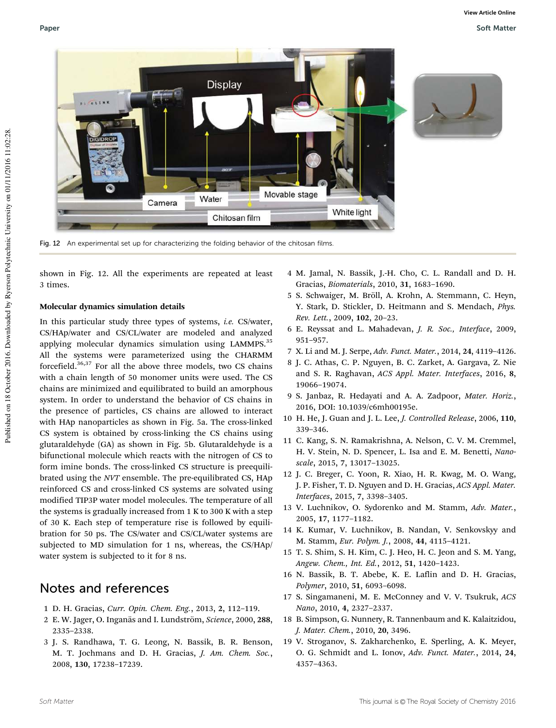Fig. 12 An experimental set up for characterizing the folding behavior of the chitosan films.

shown in Fig. 12. All the experiments are repeated at least 3 times.

#### Molecular dynamics simulation details

In this particular study three types of systems, *i.e.* CS/water, CS/HAp/water and CS/CL/water are modeled and analyzed applying molecular dynamics simulation using LAMMPS.[35] All the systems were parameterized using the CHARMM forcefield.[36,37] For all the above three models, two CS chains with a chain length of 50 monomer units were used. The CS chains are minimized and equilibrated to build an amorphous system. In order to understand the behavior of CS chains in the presence of particles, CS chains are allowed to interact with HAp nanoparticles as shown in Fig. 5a. The cross-linked CS system is obtained by cross-linking the CS chains using glutaraldehyde (GA) as shown in Fig. 5b. Glutaraldehyde is a bifunctional molecule which reacts with the nitrogen of CS to form imine bonds. The cross-linked CS structure is preequilibrated using the *NVT* ensemble. The pre-equilibrated CS, HAp reinforced CS and cross-linked CS systems are solvated using modified TIP3P water model molecules. The temperature of all the systems is gradually increased from 1 K to 300 K with a step of 30 K. Each step of temperature rise is followed by equilibration for 50 ps. The CS/water and CS/CL/water systems are subjected to MD simulation for 1 ns, whereas, the CS/HAp/water system is subjected to it for 8 ns.

## Notes and references

1 D. H. Gracias, *Curr. Opin. Chem. Eng.*, 2013, **2**, 112–119.
2 E. W. Jager, O. Inganäs and I. Lundström, *Science*, 2000, **288**, 2335–2338.
3 J. S. Randhawa, T. G. Leong, N. Bassik, B. R. Benson, M. T. Jochmans and D. H. Gracias, *J. Am. Chem. Soc.*, 2008, **130**, 17238–17239.
4 M. Jamal, N. Bassik, J.-H. Cho, C. L. Randall and D. H. Gracias, *Biomaterials*, 2010, **31**, 1683–1690.
5 S. Schwaiger, M. Bröll, A. Krohn, A. Stemmann, C. Heyn, Y. Stark, D. Stickler, D. Heitmann and S. Mendach, *Phys. Rev. Lett.*, 2009, **102**, 20–23.
6 E. Reyssat and L. Mahadevan, *J. R. Soc., Interface*, 2009, 951–957.
7 X. Li and M. J. Serpe, *Adv. Funct. Mater.*, 2014, **24**, 4119–4126.
8 J. C. Athas, C. P. Nguyen, B. C. Zarket, A. Gargava, Z. Nie and S. R. Raghavan, *ACS Appl. Mater. Interfaces*, 2016, **8**, 19066–19074.
9 S. Janbaz, R. Hedayati and A. A. Zadpoor, *Mater. Horiz.*, 2016, DOI: 10.1039/c6mh00195e.
10 H. He, J. Guan and J. L. Lee, *J. Controlled Release*, 2006, **110**, 339–346.
11 C. Kang, S. N. Ramakrishna, A. Nelson, C. V. M. Cremmel, H. V. Stein, N. D. Spencer, L. Isa and E. M. Benetti, *Nanoscale*, 2015, **7**, 13017–13025.
12 J. C. Breger, C. Yoon, R. Xiao, H. R. Kwag, M. O. Wang, J. P. Fisher, T. D. Nguyen and D. H. Gracias, *ACS Appl. Mater. Interfaces*, 2015, **7**, 3398–3405.
13 V. Luchnikov, O. Sydorenko and M. Stamm, *Adv. Mater.*, 2005, **17**, 1177–1182.
14 K. Kumar, V. Luchnikov, B. Nandan, V. Senkovskyy and M. Stamm, *Eur. Polym. J.*, 2008, **44**, 4115–4121.
15 T. S. Shim, S. H. Kim, C. J. Heo, H. C. Jeon and S. M. Yang, *Angew. Chem., Int. Ed.*, 2012, **51**, 1420–1423.
16 N. Bassik, B. T. Abebe, K. E. Laflin and D. H. Gracias, *Polymer*, 2010, **51**, 6093–6098.
17 S. Singamaneni, M. E. McConney and V. V. Tsukruk, *ACS Nano*, 2010, **4**, 2327–2337.
18 B. Simpson, G. Nunnery, R. Tannenbaum and K. Kalaitzidou, *J. Mater. Chem.*, 2010, **20**, 3496.
19 V. Stroganov, S. Zakharchenko, E. Sperling, A. K. Meyer, O. G. Schmidt and L. Ionov, *Adv. Funct. Mater.*, 2014, **24**, 4357–4363.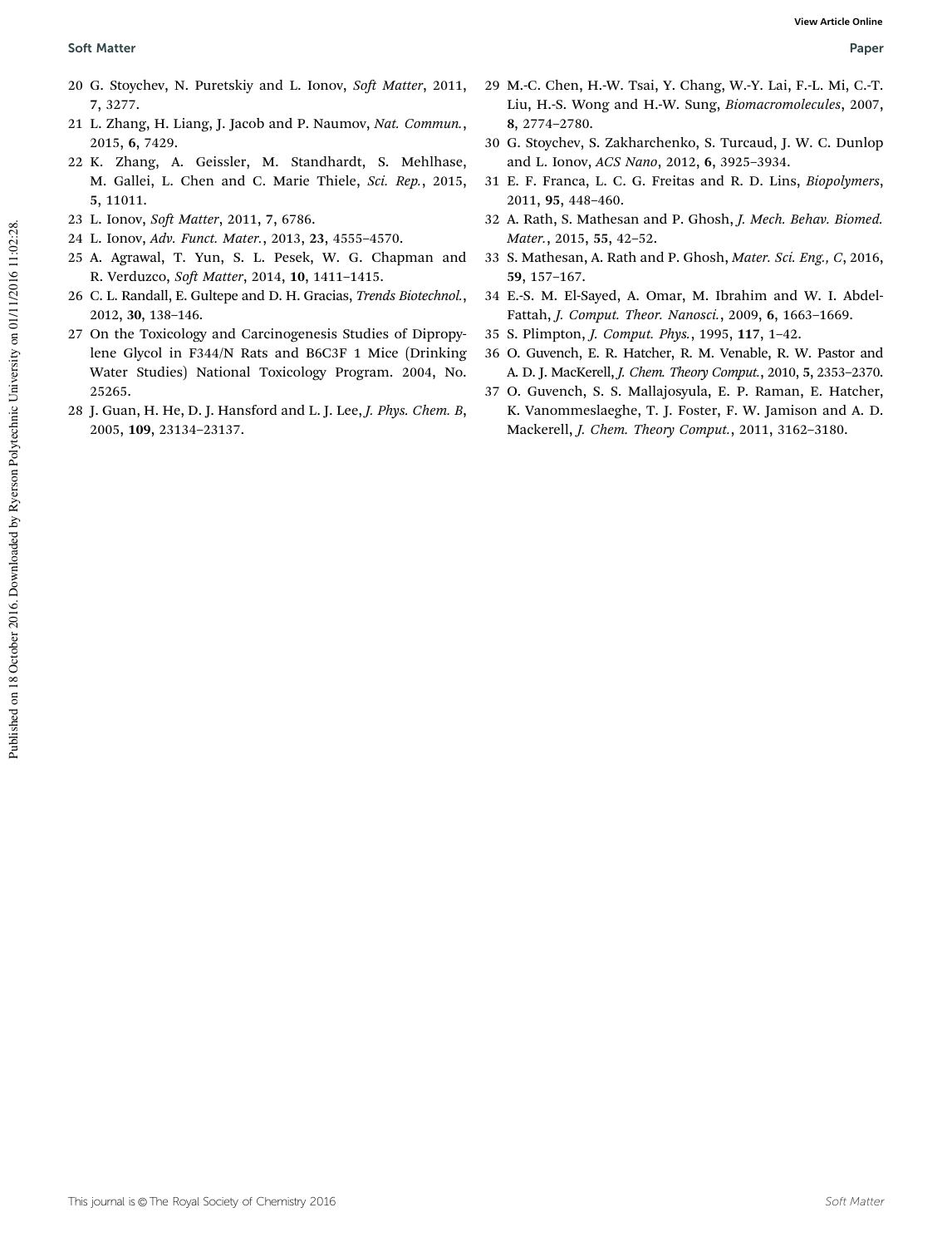20 G. Stoychev, N. Puretskiy and L. Ionov, *Soft Matter*, 2011, **7**, 3277.

21 L. Zhang, H. Liang, J. Jacob and P. Naumov, *Nat. Commun.*, 2015, **6**, 7429.

22 K. Zhang, A. Geissler, M. Standhardt, S. Mehlhase, M. Gallei, L. Chen and C. Marie Thiele, *Sci. Rep.*, 2015, **5**, 11011.

23 L. Ionov, *Soft Matter*, 2011, **7**, 6786.

24 L. Ionov, *Adv. Funct. Mater.*, 2013, **23**, 4555–4570.

25 A. Agrawal, T. Yun, S. L. Pesek, W. G. Chapman and R. Verduzco, *Soft Matter*, 2014, **10**, 1411–1415.

26 C. L. Randall, E. Gultepe and D. H. Gracias, *Trends Biotechnol.*, 2012, **30**, 138–146.

27 On the Toxicology and Carcinogenesis Studies of Dipropylene Glycol in F344/N Rats and B6C3F 1 Mice (Drinking Water Studies) National Toxicology Program. 2004, No. 25265.

28 J. Guan, H. He, D. J. Hansford and L. J. Lee, *J. Phys. Chem. B*, 2005, **109**, 23134–23137.

29 M.-C. Chen, H.-W. Tsai, Y. Chang, W.-Y. Lai, F.-L. Mi, C.-T. Liu, H.-S. Wong and H.-W. Sung, *Biomacromolecules*, 2007, **8**, 2774–2780.

30 G. Stoychev, S. Zakharchenko, S. Turcaud, J. W. C. Dunlop and L. Ionov, *ACS Nano*, 2012, **6**, 3925–3934.

31 E. F. Franca, L. C. G. Freitas and R. D. Lins, *Biopolymers*, 2011, **95**, 448–460.

32 A. Rath, S. Mathesan and P. Ghosh, *J. Mech. Behav. Biomed. Mater.*, 2015, **55**, 42–52.

33 S. Mathesan, A. Rath and P. Ghosh, *Mater. Sci. Eng., C*, 2016, **59**, 157–167.

34 E.-S. M. El-Sayed, A. Omar, M. Ibrahim and W. I. Abdel-Fattah, *J. Comput. Theor. Nanosci.*, 2009, **6**, 1663–1669.

35 S. Plimpton, *J. Comput. Phys.*, 1995, **117**, 1–42.

36 O. Guvench, E. R. Hatcher, R. M. Venable, R. W. Pastor and A. D. J. MacKerell, *J. Chem. Theory Comput.*, 2010, **5**, 2353–2370.

37 O. Guvench, S. S. Mallajosyula, E. P. Raman, E. Hatcher, K. Vanommeslaeghe, T. J. Foster, F. W. Jamison and A. D. Mackerell, *J. Chem. Theory Comput.*, 2011, 3162–3180.